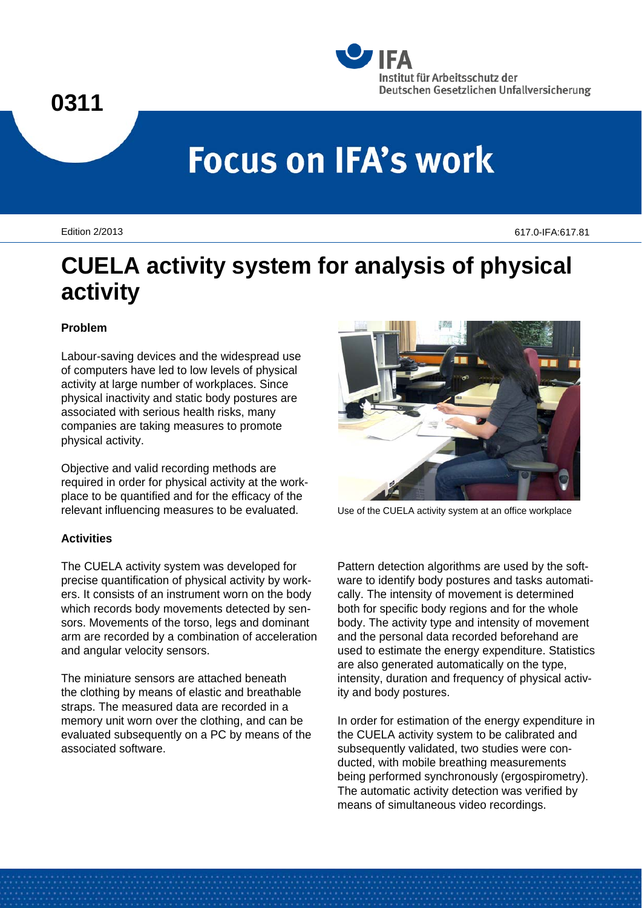0311

IFA
Institut für Arbeitsschutz der Deutschen Gesetzlichen Unfallversicherung

# Focus on IFA's work

Edition 2/2013

617.0-IFA:617.81

# CUELA activity system for analysis of physical activity

### Problem

Labour-saving devices and the widespread use of computers have led to low levels of physical activity at large number of workplaces. Since physical inactivity and static body postures are associated with serious health risks, many companies are taking measures to promote physical activity.

Objective and valid recording methods are required in order for physical activity at the workplace to be quantified and for the efficacy of the relevant influencing measures to be evaluated.

Use of the CUELA activity system at an office workplace

### Activities

The CUELA activity system was developed for precise quantification of physical activity by workers. It consists of an instrument worn on the body which records body movements detected by sensors. Movements of the torso, legs and dominant arm are recorded by a combination of acceleration and angular velocity sensors.

The miniature sensors are attached beneath the clothing by means of elastic and breathable straps. The measured data are recorded in a memory unit worn over the clothing, and can be evaluated subsequently on a PC by means of the associated software.

Pattern detection algorithms are used by the software to identify body postures and tasks automatically. The intensity of movement is determined both for specific body regions and for the whole body. The activity type and intensity of movement and the personal data recorded beforehand are used to estimate the energy expenditure. Statistics are also generated automatically on the type, intensity, duration and frequency of physical activity and body postures.

In order for estimation of the energy expenditure in the CUELA activity system to be calibrated and subsequently validated, two studies were conducted, with mobile breathing measurements being performed synchronously (ergospirometry). The automatic activity detection was verified by means of simultaneous video recordings.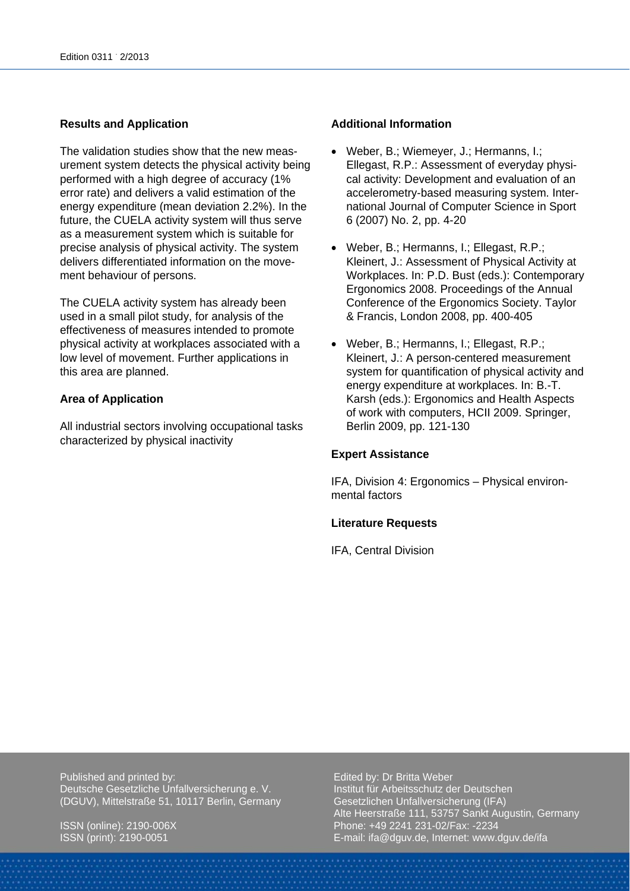## Results and Application

The validation studies show that the new measurement system detects the physical activity being performed with a high degree of accuracy (1% error rate) and delivers a valid estimation of the energy expenditure (mean deviation 2.2%). In the future, the CUELA activity system will thus serve as a measurement system which is suitable for precise analysis of physical activity. The system delivers differentiated information on the movement behaviour of persons.

The CUELA activity system has already been used in a small pilot study, for analysis of the effectiveness of measures intended to promote physical activity at workplaces associated with a low level of movement. Further applications in this area are planned.

## Area of Application

All industrial sectors involving occupational tasks characterized by physical inactivity

## Additional Information

- Weber, B.; Wiemeyer, J.; Hermanns, I.; Ellegast, R.P.: Assessment of everyday physical activity: Development and evaluation of an accelerometry-based measuring system. International Journal of Computer Science in Sport 6 (2007) No. 2, pp. 4-20
- Weber, B.; Hermanns, I.; Ellegast, R.P.; Kleinert, J.: Assessment of Physical Activity at Workplaces. In: P.D. Bust (eds.): Contemporary Ergonomics 2008. Proceedings of the Annual Conference of the Ergonomics Society. Taylor & Francis, London 2008, pp. 400-405
- Weber, B.; Hermanns, I.; Ellegast, R.P.; Kleinert, J.: A person-centered measurement system for quantification of physical activity and energy expenditure at workplaces. In: B.-T. Karsh (eds.): Ergonomics and Health Aspects of work with computers, HCII 2009. Springer, Berlin 2009, pp. 121-130

## Expert Assistance

IFA, Division 4: Ergonomics – Physical environmental factors

## Literature Requests

IFA, Central Division

Published and printed by:
Deutsche Gesetzliche Unfallversicherung e. V. (DGUV), Mittelstraße 51, 10117 Berlin, Germany

ISSN (online): 2190-006X
ISSN (print): 2190-0051

Edited by: Dr Britta Weber
Institut für Arbeitsschutz der Deutschen Gesetzlichen Unfallversicherung (IFA)
Alte Heerstraße 111, 53757 Sankt Augustin, Germany
Phone: +49 2241 231-02/Fax: -2234
E-mail: ifa@dguv.de, Internet: www.dguv.de/ifa